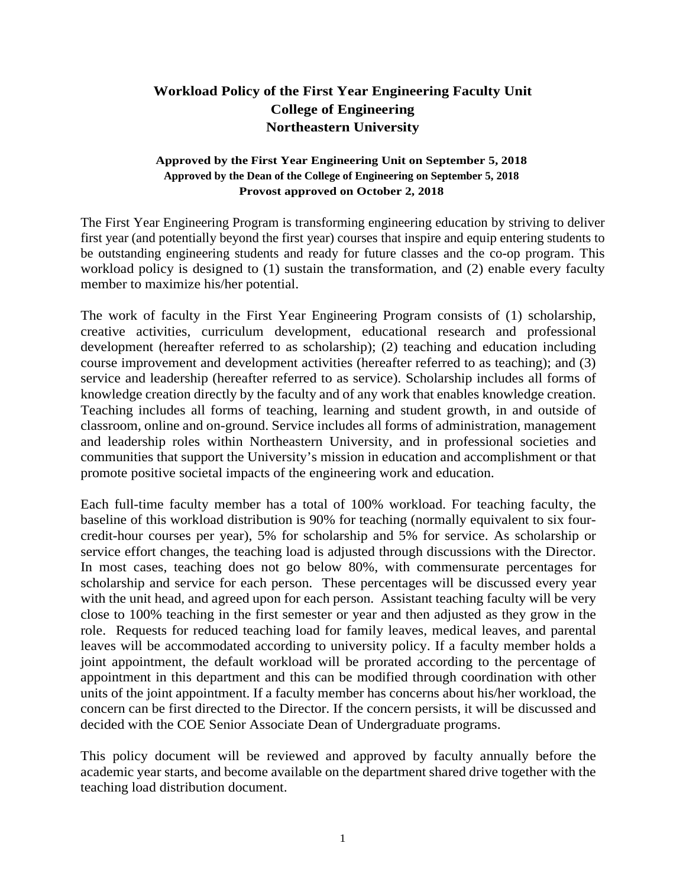# Workload Policy of the First Year Engineering Faculty Unit
# College of Engineering
# Northeastern University

**Approved by the First Year Engineering Unit on September 5, 2018**
**Approved by the Dean of the College of Engineering on September 5, 2018**
**Provost approved on October 2, 2018**

The First Year Engineering Program is transforming engineering education by striving to deliver first year (and potentially beyond the first year) courses that inspire and equip entering students to be outstanding engineering students and ready for future classes and the co-op program. This workload policy is designed to (1) sustain the transformation, and (2) enable every faculty member to maximize his/her potential.

The work of faculty in the First Year Engineering Program consists of (1) scholarship, creative activities, curriculum development, educational research and professional development (hereafter referred to as scholarship); (2) teaching and education including course improvement and development activities (hereafter referred to as teaching); and (3) service and leadership (hereafter referred to as service). Scholarship includes all forms of knowledge creation directly by the faculty and of any work that enables knowledge creation. Teaching includes all forms of teaching, learning and student growth, in and outside of classroom, online and on-ground. Service includes all forms of administration, management and leadership roles within Northeastern University, and in professional societies and communities that support the University's mission in education and accomplishment or that promote positive societal impacts of the engineering work and education.

Each full-time faculty member has a total of 100% workload. For teaching faculty, the baseline of this workload distribution is 90% for teaching (normally equivalent to six four-credit-hour courses per year), 5% for scholarship and 5% for service. As scholarship or service effort changes, the teaching load is adjusted through discussions with the Director. In most cases, teaching does not go below 80%, with commensurate percentages for scholarship and service for each person. These percentages will be discussed every year with the unit head, and agreed upon for each person. Assistant teaching faculty will be very close to 100% teaching in the first semester or year and then adjusted as they grow in the role. Requests for reduced teaching load for family leaves, medical leaves, and parental leaves will be accommodated according to university policy. If a faculty member holds a joint appointment, the default workload will be prorated according to the percentage of appointment in this department and this can be modified through coordination with other units of the joint appointment. If a faculty member has concerns about his/her workload, the concern can be first directed to the Director. If the concern persists, it will be discussed and decided with the COE Senior Associate Dean of Undergraduate programs.

This policy document will be reviewed and approved by faculty annually before the academic year starts, and become available on the department shared drive together with the teaching load distribution document.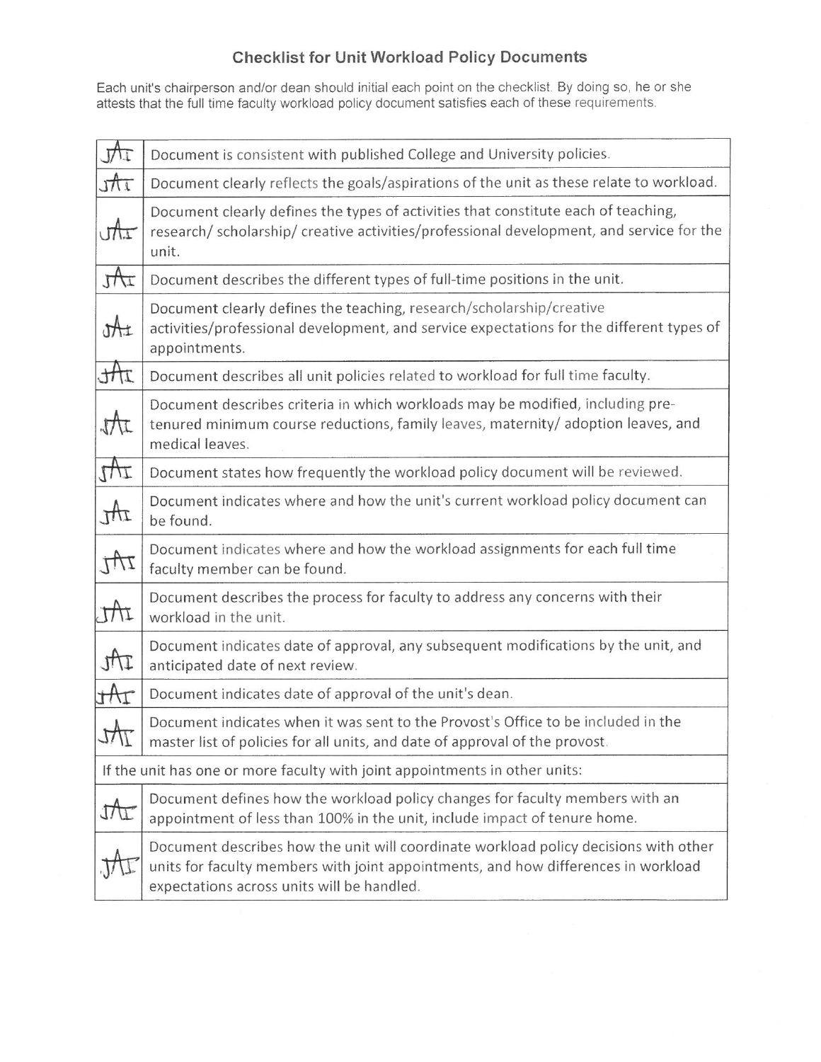## Checklist for Unit Workload Policy Documents

Each unit's chairperson and/or dean should initial each point on the checklist. By doing so, he or she attests that the full time faculty workload policy document satisfies each of these requirements.

| | |
|---|---|
| JAI | Document is consistent with published College and University policies. |
| JAI | Document clearly reflects the goals/aspirations of the unit as these relate to workload. |
| JAI | Document clearly defines the types of activities that constitute each of teaching, research/ scholarship/ creative activities/professional development, and service for the unit. |
| JAI | Document describes the different types of full-time positions in the unit. |
| JAI | Document clearly defines the teaching, research/scholarship/creative activities/professional development, and service expectations for the different types of appointments. |
| JAI | Document describes all unit policies related to workload for full time faculty. |
| JAI | Document describes criteria in which workloads may be modified, including pre-tenured minimum course reductions, family leaves, maternity/ adoption leaves, and medical leaves. |
| JAI | Document states how frequently the workload policy document will be reviewed. |
| JAI | Document indicates where and how the unit's current workload policy document can be found. |
| JAI | Document indicates where and how the workload assignments for each full time faculty member can be found. |
| JAI | Document describes the process for faculty to address any concerns with their workload in the unit. |
| JAI | Document indicates date of approval, any subsequent modifications by the unit, and anticipated date of next review. |
| JAI | Document indicates date of approval of the unit's dean. |
| JAI | Document indicates when it was sent to the Provost's Office to be included in the master list of policies for all units, and date of approval of the provost. |
| If the unit has one or more faculty with joint appointments in other units: | |
| JAI | Document defines how the workload policy changes for faculty members with an appointment of less than 100% in the unit, include impact of tenure home. |
| JAI | Document describes how the unit will coordinate workload policy decisions with other units for faculty members with joint appointments, and how differences in workload expectations across units will be handled. |